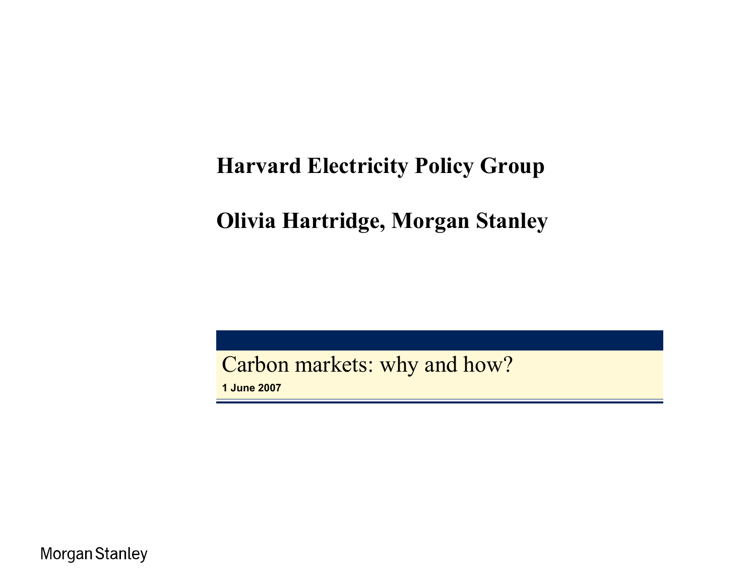**Harvard Electricity Policy Group**

**Olivia Hartridge, Morgan Stanley**

# Carbon markets: why and how?

**1 June 2007**

Morgan Stanley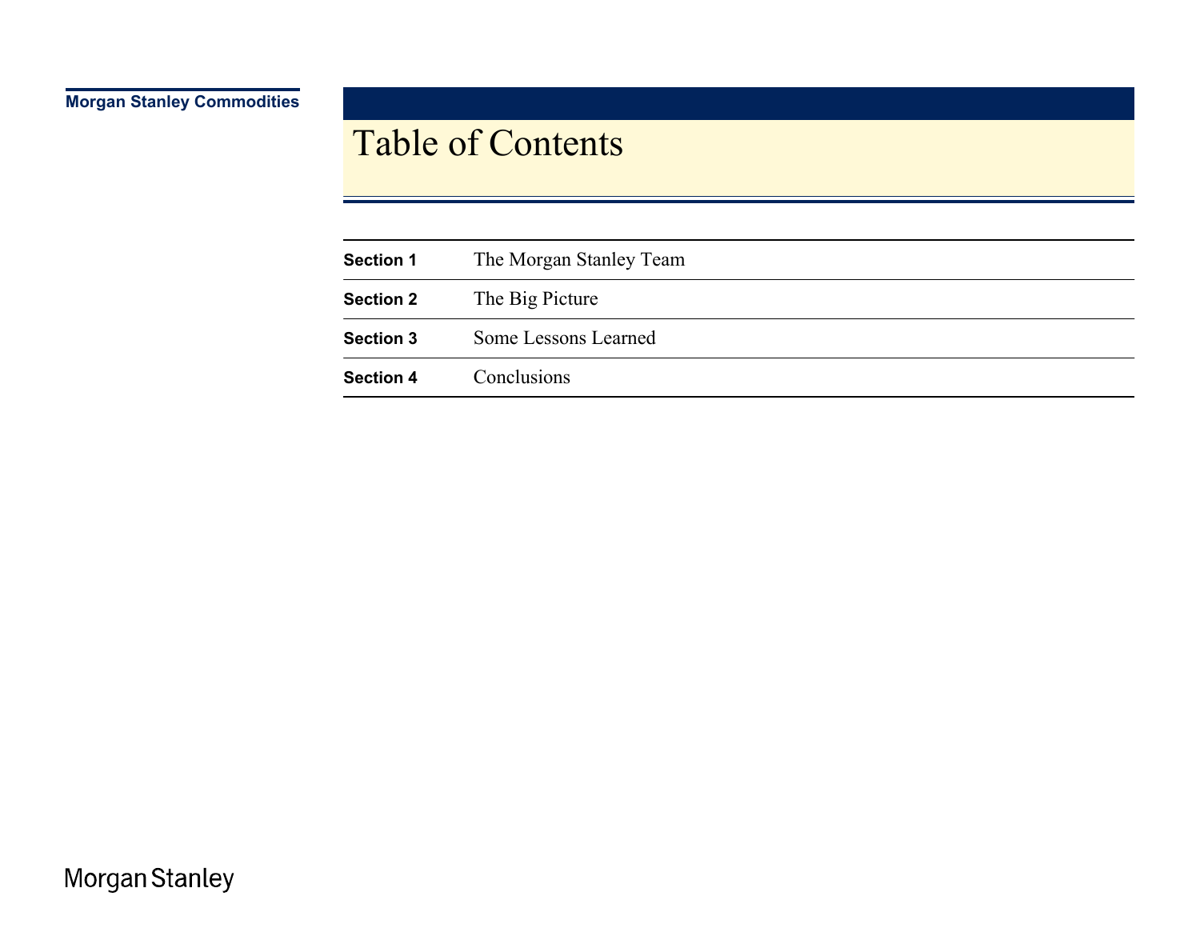# Table of Contents

| | |
|---|---|
| **Section 1** | The Morgan Stanley Team |
| **Section 2** | The Big Picture |
| **Section 3** | Some Lessons Learned |
| **Section 4** | Conclusions |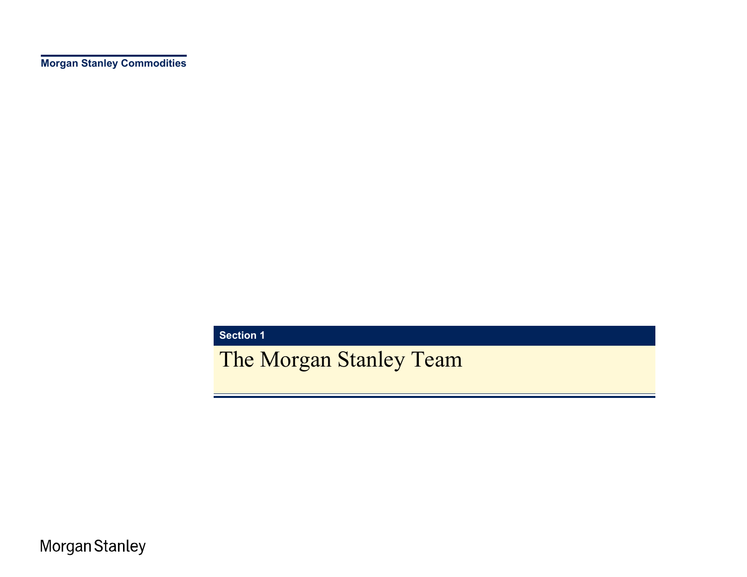Section 1

# The Morgan Stanley Team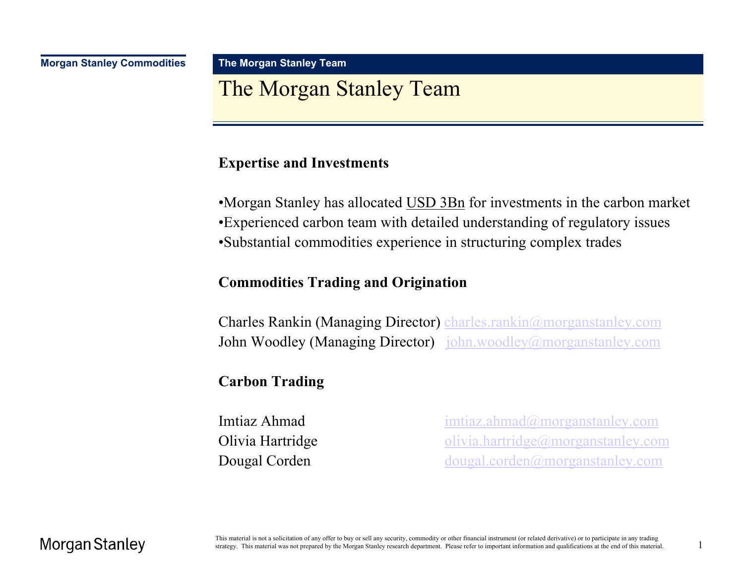# The Morgan Stanley Team

### Expertise and Investments

•Morgan Stanley has allocated USD 3Bn for investments in the carbon market
•Experienced carbon team with detailed understanding of regulatory issues
•Substantial commodities experience in structuring complex trades

### Commodities Trading and Origination

Charles Rankin (Managing Director) charles.rankin@morganstanley.com
John Woodley (Managing Director) john.woodley@morganstanley.com

### Carbon Trading

Imtiaz Ahmad imtiaz.ahmad@morganstanley.com
Olivia Hartridge olivia.hartridge@morganstanley.com
Dougal Corden dougal.corden@morganstanley.com

This material is not a solicitation of any offer to buy or sell any security, commodity or other financial instrument (or related derivative) or to participate in any trading strategy. This material was not prepared by the Morgan Stanley research department. Please refer to important information and qualifications at the end of this material.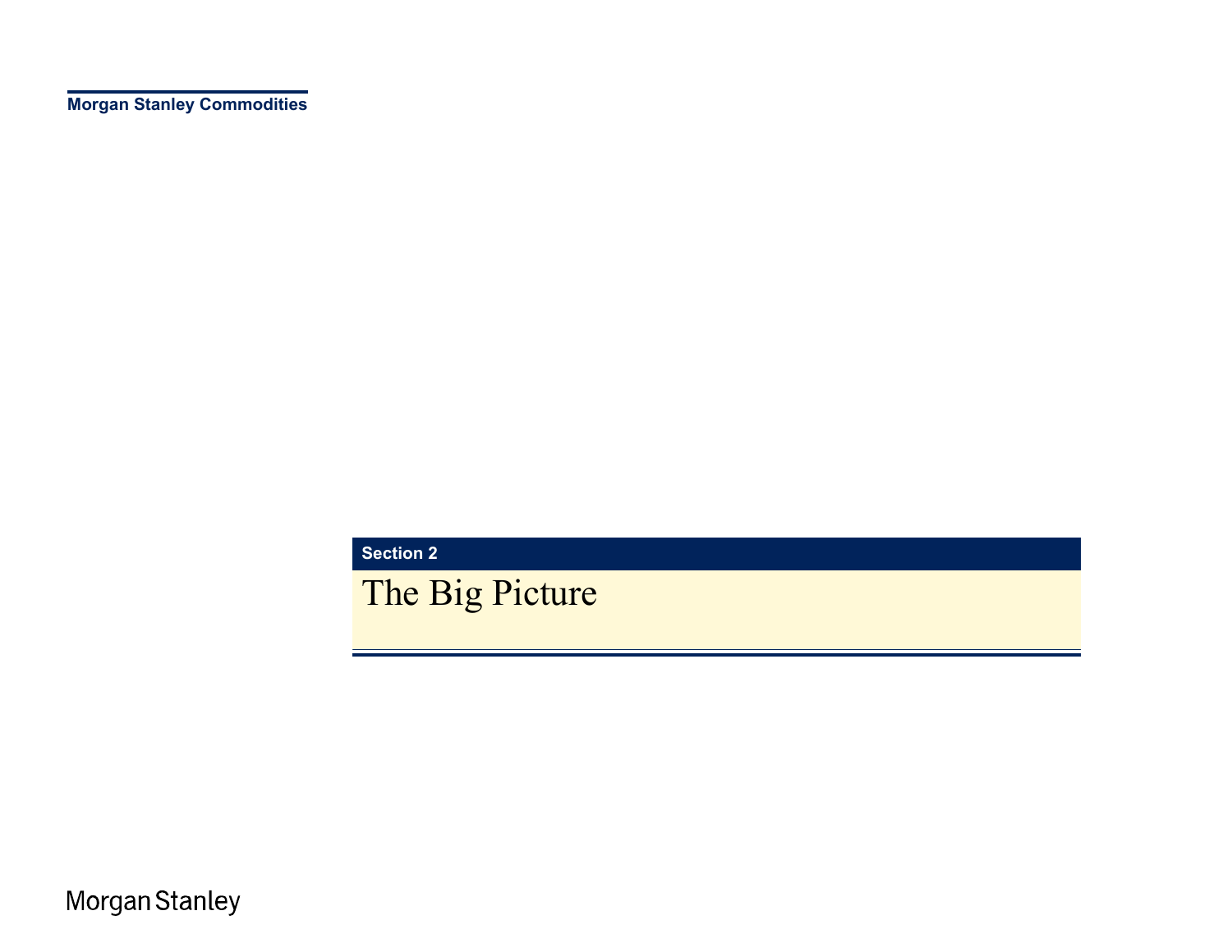Section 2

# The Big Picture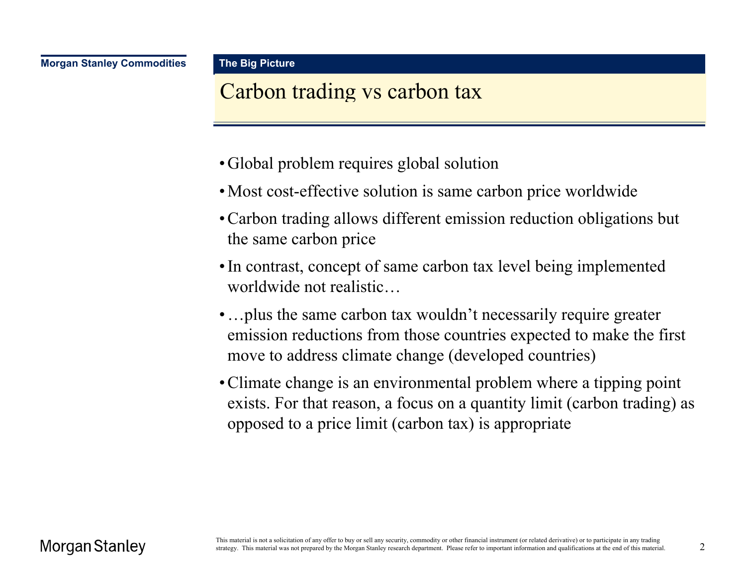The Big Picture

# Carbon trading vs carbon tax

- Global problem requires global solution
- Most cost-effective solution is same carbon price worldwide
- Carbon trading allows different emission reduction obligations but the same carbon price
- In contrast, concept of same carbon tax level being implemented worldwide not realistic…
- …plus the same carbon tax wouldn't necessarily require greater emission reductions from those countries expected to make the first move to address climate change (developed countries)
- Climate change is an environmental problem where a tipping point exists. For that reason, a focus on a quantity limit (carbon trading) as opposed to a price limit (carbon tax) is appropriate

This material is not a solicitation of any offer to buy or sell any security, commodity or other financial instrument (or related derivative) or to participate in any trading strategy. This material was not prepared by the Morgan Stanley research department. Please refer to important information and qualifications at the end of this material.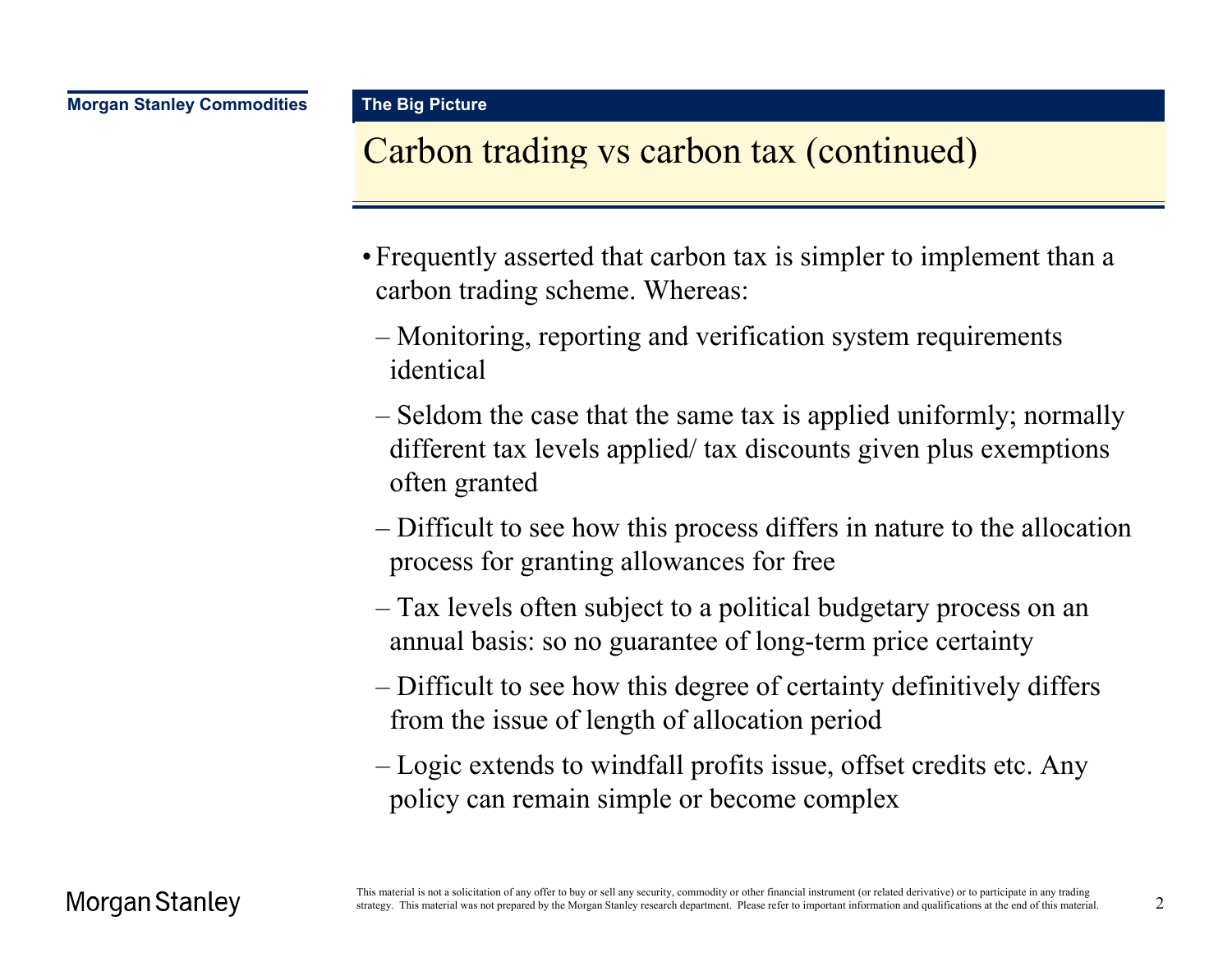The Big Picture

# Carbon trading vs carbon tax (continued)

- Frequently asserted that carbon tax is simpler to implement than a carbon trading scheme. Whereas:
  - Monitoring, reporting and verification system requirements identical
  - Seldom the case that the same tax is applied uniformly; normally different tax levels applied/ tax discounts given plus exemptions often granted
  - Difficult to see how this process differs in nature to the allocation process for granting allowances for free
  - Tax levels often subject to a political budgetary process on an annual basis: so no guarantee of long-term price certainty
  - Difficult to see how this degree of certainty definitively differs from the issue of length of allocation period
  - Logic extends to windfall profits issue, offset credits etc. Any policy can remain simple or become complex

This material is not a solicitation of any offer to buy or sell any security, commodity or other financial instrument (or related derivative) or to participate in any trading strategy. This material was not prepared by the Morgan Stanley research department. Please refer to important information and qualifications at the end of this material.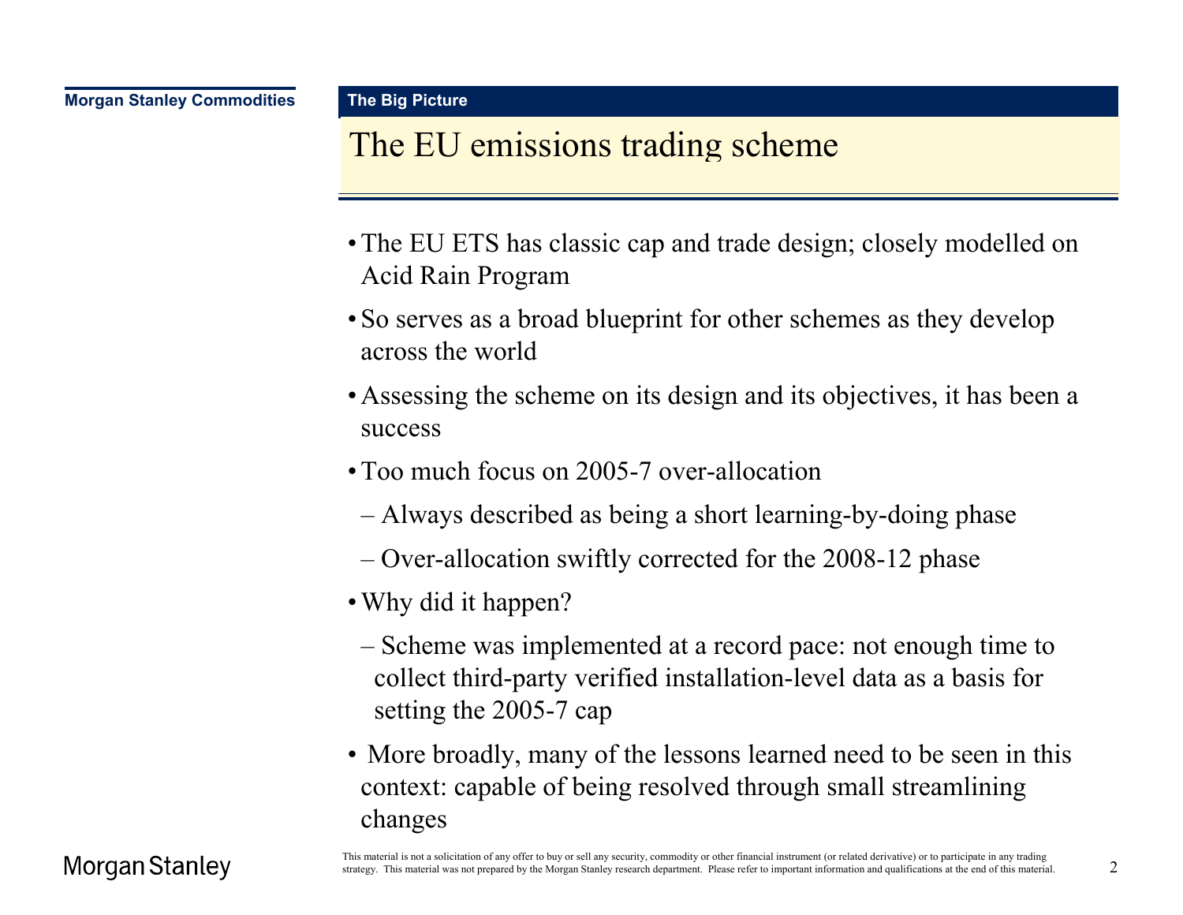The Big Picture

# The EU emissions trading scheme

- The EU ETS has classic cap and trade design; closely modelled on Acid Rain Program
- So serves as a broad blueprint for other schemes as they develop across the world
- Assessing the scheme on its design and its objectives, it has been a success
- Too much focus on 2005-7 over-allocation
  - Always described as being a short learning-by-doing phase
  - Over-allocation swiftly corrected for the 2008-12 phase
- Why did it happen?
  - Scheme was implemented at a record pace: not enough time to collect third-party verified installation-level data as a basis for setting the 2005-7 cap
- More broadly, many of the lessons learned need to be seen in this context: capable of being resolved through small streamlining changes

This material is not a solicitation of any offer to buy or sell any security, commodity or other financial instrument (or related derivative) or to participate in any trading strategy. This material was not prepared by the Morgan Stanley research department. Please refer to important information and qualifications at the end of this material.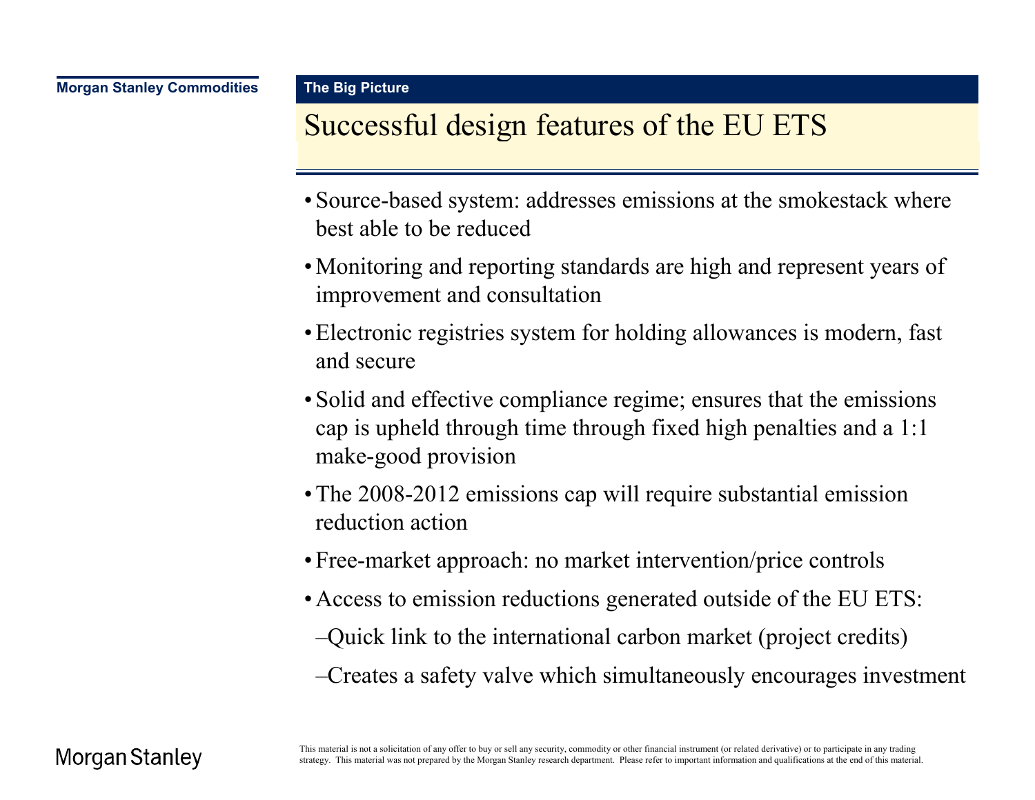The Big Picture

# Successful design features of the EU ETS

- Source-based system: addresses emissions at the smokestack where best able to be reduced
- Monitoring and reporting standards are high and represent years of improvement and consultation
- Electronic registries system for holding allowances is modern, fast and secure
- Solid and effective compliance regime; ensures that the emissions cap is upheld through time through fixed high penalties and a 1:1 make-good provision
- The 2008-2012 emissions cap will require substantial emission reduction action
- Free-market approach: no market intervention/price controls
- Access to emission reductions generated outside of the EU ETS:
  - Quick link to the international carbon market (project credits)
  - Creates a safety valve which simultaneously encourages investment

This material is not a solicitation of any offer to buy or sell any security, commodity or other financial instrument (or related derivative) or to participate in any trading strategy. This material was not prepared by the Morgan Stanley research department. Please refer to important information and qualifications at the end of this material.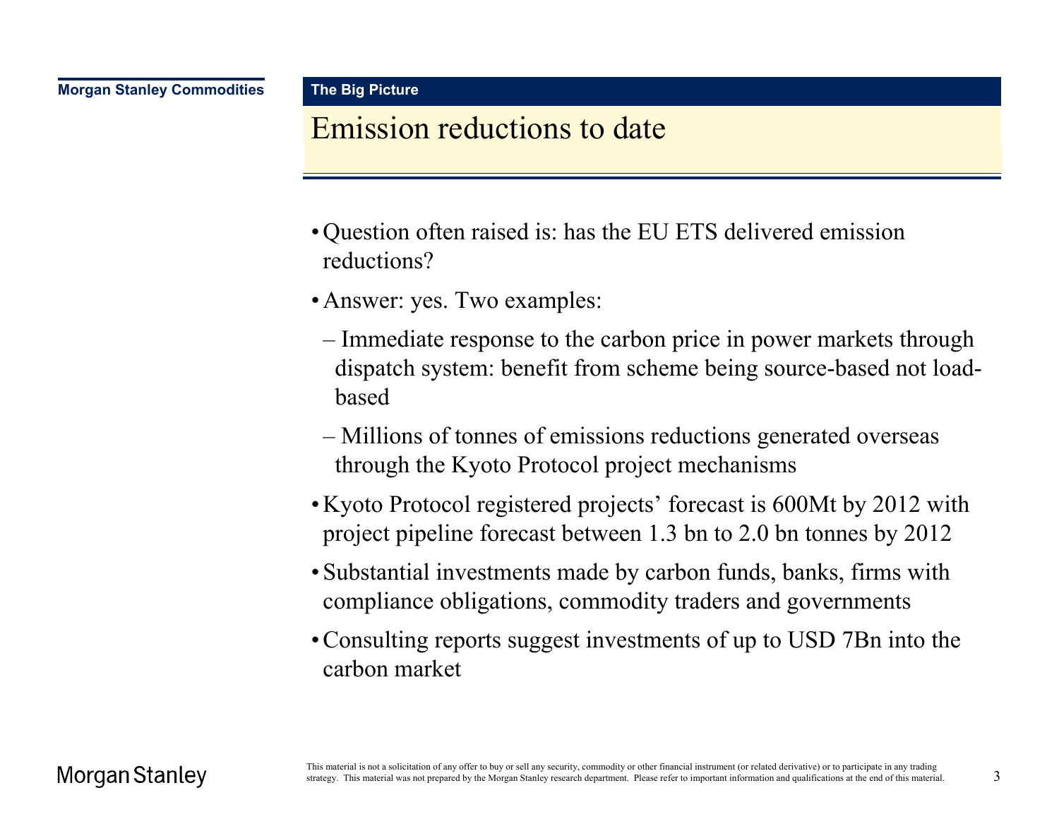**The Big Picture**

# Emission reductions to date

- Question often raised is: has the EU ETS delivered emission reductions?
- Answer: yes. Two examples:
  - Immediate response to the carbon price in power markets through dispatch system: benefit from scheme being source-based not load-based
  - Millions of tonnes of emissions reductions generated overseas through the Kyoto Protocol project mechanisms
- Kyoto Protocol registered projects' forecast is 600Mt by 2012 with project pipeline forecast between 1.3 bn to 2.0 bn tonnes by 2012
- Substantial investments made by carbon funds, banks, firms with compliance obligations, commodity traders and governments
- Consulting reports suggest investments of up to USD 7Bn into the carbon market

This material is not a solicitation of any offer to buy or sell any security, commodity or other financial instrument (or related derivative) or to participate in any trading strategy. This material was not prepared by the Morgan Stanley research department. Please refer to important information and qualifications at the end of this material.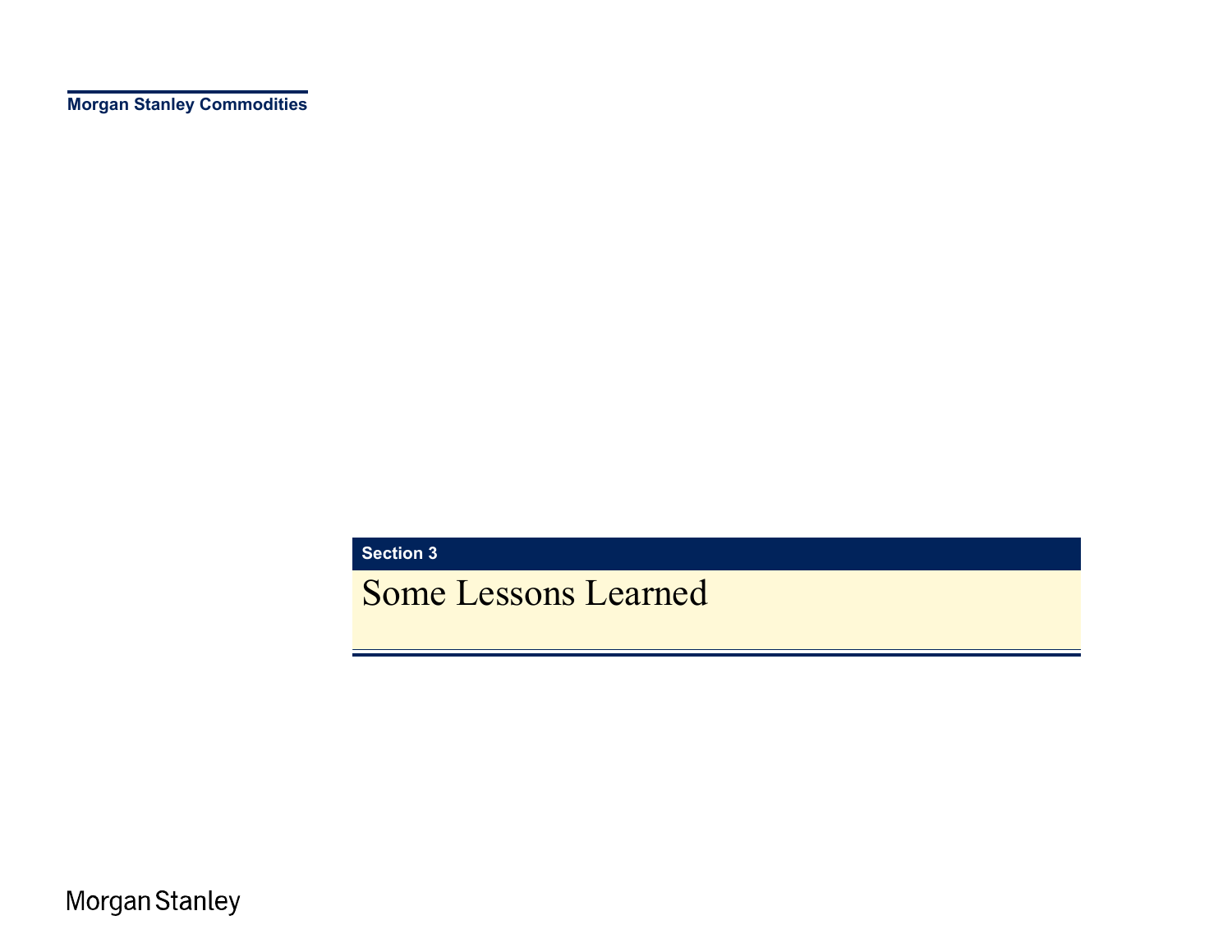Section 3

# Some Lessons Learned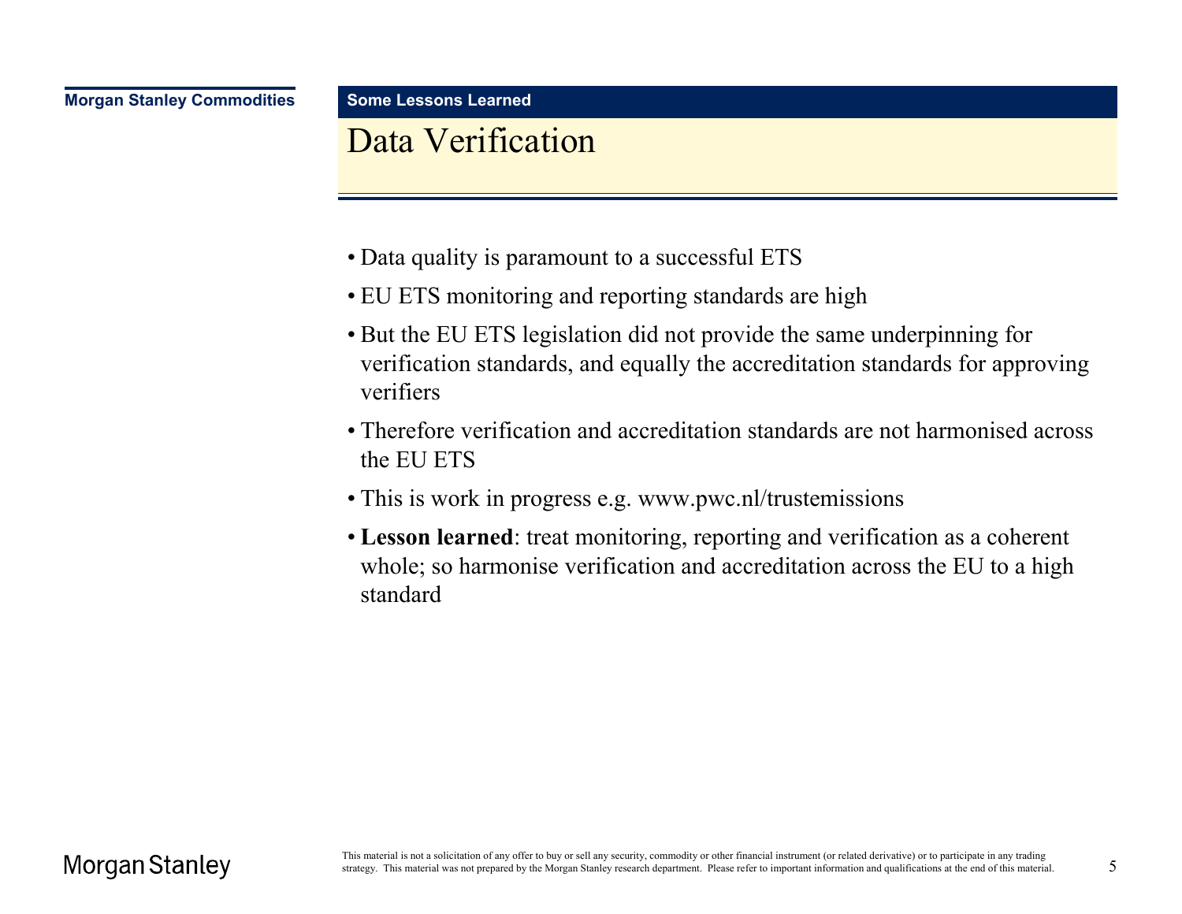## Some Lessons Learned

# Data Verification

- Data quality is paramount to a successful ETS
- EU ETS monitoring and reporting standards are high
- But the EU ETS legislation did not provide the same underpinning for verification standards, and equally the accreditation standards for approving verifiers
- Therefore verification and accreditation standards are not harmonised across the EU ETS
- This is work in progress e.g. www.pwc.nl/trustemissions
- **Lesson learned**: treat monitoring, reporting and verification as a coherent whole; so harmonise verification and accreditation across the EU to a high standard

This material is not a solicitation of any offer to buy or sell any security, commodity or other financial instrument (or related derivative) or to participate in any trading strategy. This material was not prepared by the Morgan Stanley research department. Please refer to important information and qualifications at the end of this material.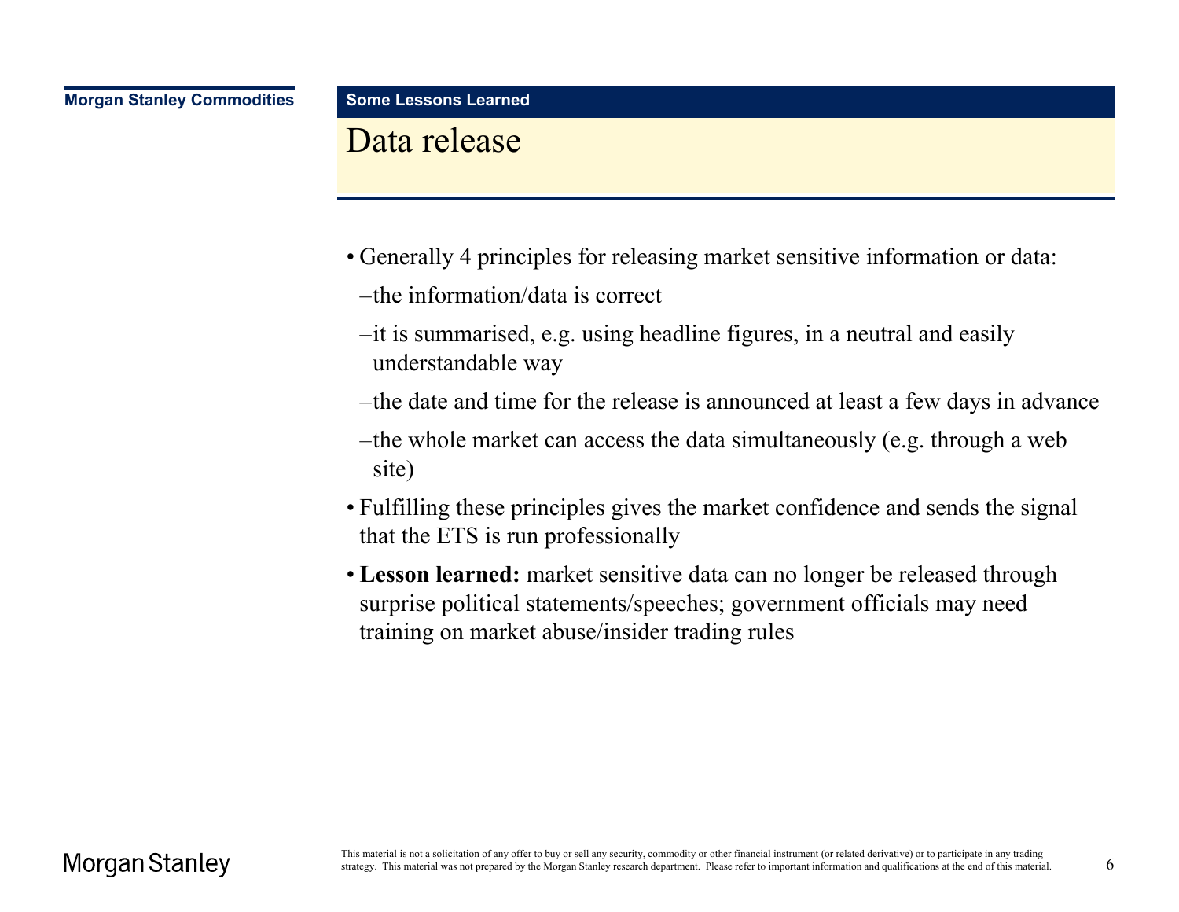Some Lessons Learned

# Data release

- Generally 4 principles for releasing market sensitive information or data:
  - the information/data is correct
  - it is summarised, e.g. using headline figures, in a neutral and easily understandable way
  - the date and time for the release is announced at least a few days in advance
  - the whole market can access the data simultaneously (e.g. through a web site)
- Fulfilling these principles gives the market confidence and sends the signal that the ETS is run professionally
- **Lesson learned:** market sensitive data can no longer be released through surprise political statements/speeches; government officials may need training on market abuse/insider trading rules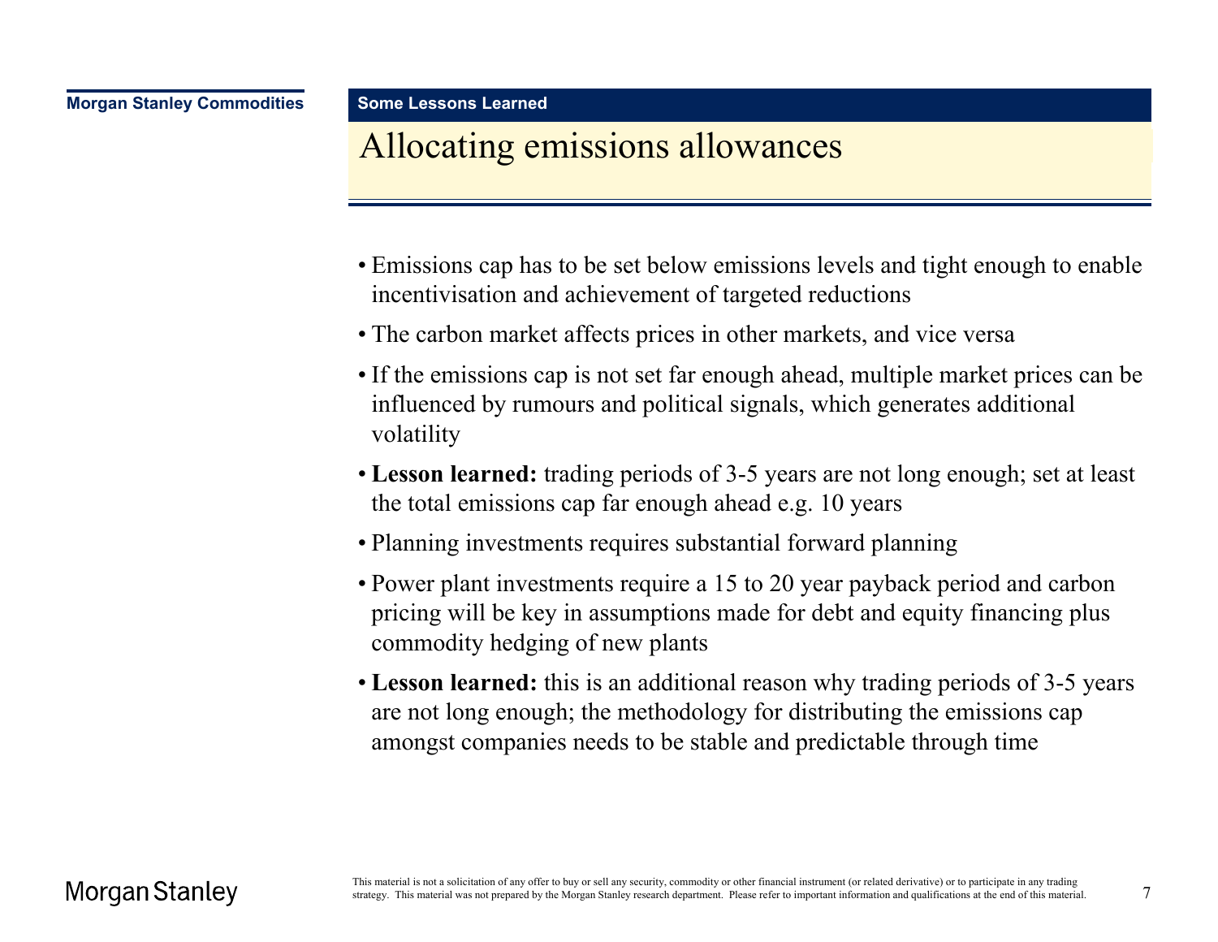Some Lessons Learned

# Allocating emissions allowances

- Emissions cap has to be set below emissions levels and tight enough to enable incentivisation and achievement of targeted reductions
- The carbon market affects prices in other markets, and vice versa
- If the emissions cap is not set far enough ahead, multiple market prices can be influenced by rumours and political signals, which generates additional volatility
- **Lesson learned:** trading periods of 3-5 years are not long enough; set at least the total emissions cap far enough ahead e.g. 10 years
- Planning investments requires substantial forward planning
- Power plant investments require a 15 to 20 year payback period and carbon pricing will be key in assumptions made for debt and equity financing plus commodity hedging of new plants
- **Lesson learned:** this is an additional reason why trading periods of 3-5 years are not long enough; the methodology for distributing the emissions cap amongst companies needs to be stable and predictable through time

This material is not a solicitation of any offer to buy or sell any security, commodity or other financial instrument (or related derivative) or to participate in any trading strategy. This material was not prepared by the Morgan Stanley research department. Please refer to important information and qualifications at the end of this material.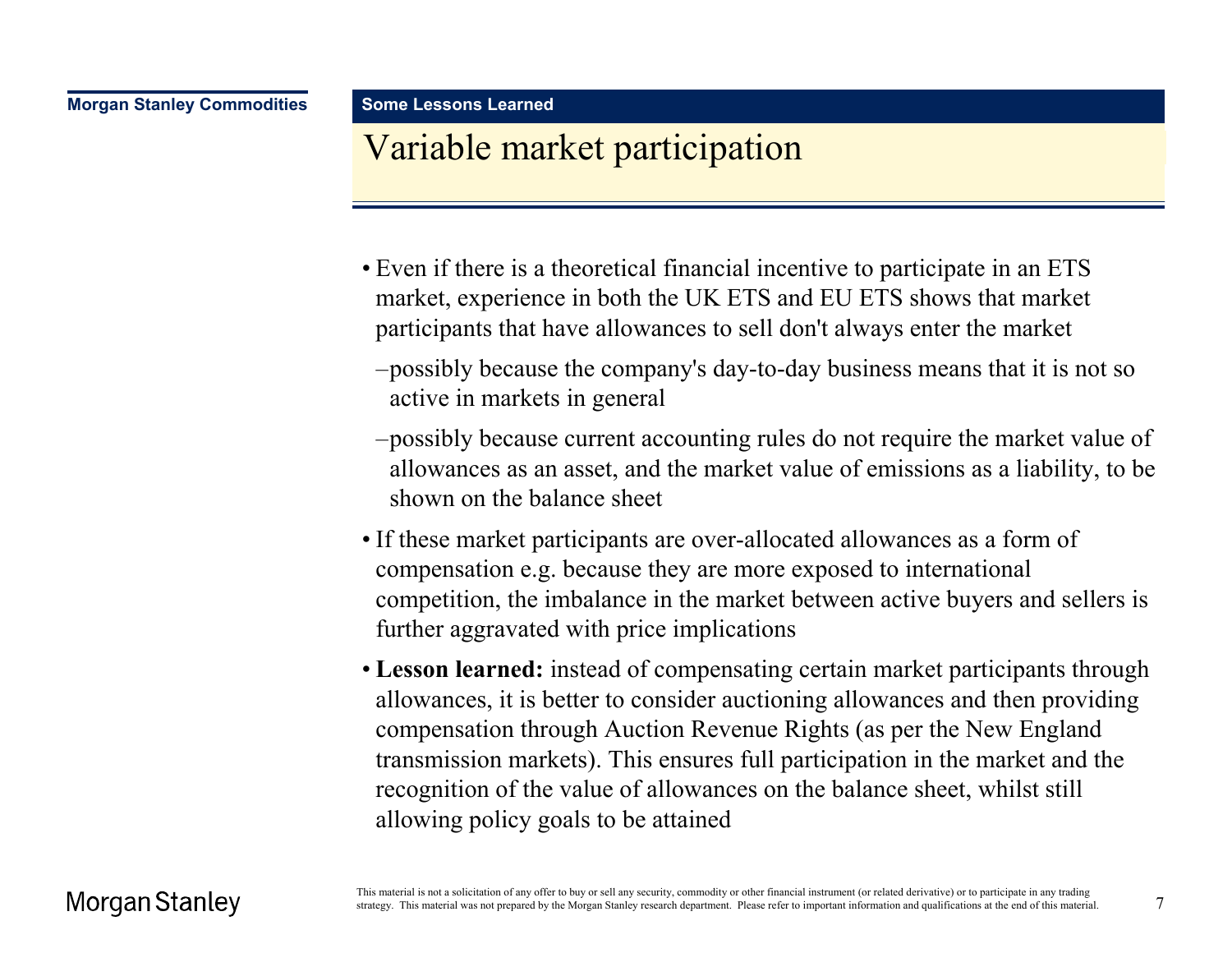Some Lessons Learned

# Variable market participation

- Even if there is a theoretical financial incentive to participate in an ETS market, experience in both the UK ETS and EU ETS shows that market participants that have allowances to sell don't always enter the market
  - –possibly because the company's day-to-day business means that it is not so active in markets in general
  - –possibly because current accounting rules do not require the market value of allowances as an asset, and the market value of emissions as a liability, to be shown on the balance sheet
- If these market participants are over-allocated allowances as a form of compensation e.g. because they are more exposed to international competition, the imbalance in the market between active buyers and sellers is further aggravated with price implications
- **Lesson learned:** instead of compensating certain market participants through allowances, it is better to consider auctioning allowances and then providing compensation through Auction Revenue Rights (as per the New England transmission markets). This ensures full participation in the market and the recognition of the value of allowances on the balance sheet, whilst still allowing policy goals to be attained

This material is not a solicitation of any offer to buy or sell any security, commodity or other financial instrument (or related derivative) or to participate in any trading strategy. This material was not prepared by the Morgan Stanley research department. Please refer to important information and qualifications at the end of this material.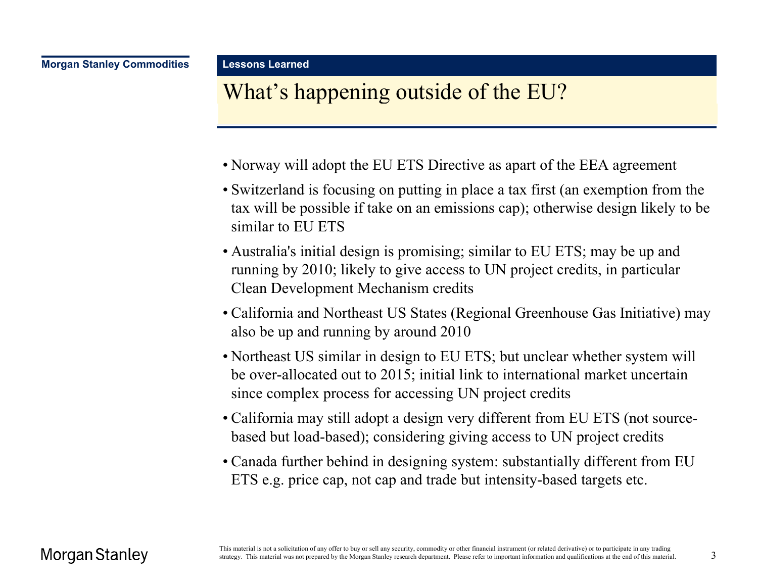Lessons Learned

# What's happening outside of the EU?

- Norway will adopt the EU ETS Directive as apart of the EEA agreement
- Switzerland is focusing on putting in place a tax first (an exemption from the tax will be possible if take on an emissions cap); otherwise design likely to be similar to EU ETS
- Australia's initial design is promising; similar to EU ETS; may be up and running by 2010; likely to give access to UN project credits, in particular Clean Development Mechanism credits
- California and Northeast US States (Regional Greenhouse Gas Initiative) may also be up and running by around 2010
- Northeast US similar in design to EU ETS; but unclear whether system will be over-allocated out to 2015; initial link to international market uncertain since complex process for accessing UN project credits
- California may still adopt a design very different from EU ETS (not source-based but load-based); considering giving access to UN project credits
- Canada further behind in designing system: substantially different from EU ETS e.g. price cap, not cap and trade but intensity-based targets etc.

This material is not a solicitation of any offer to buy or sell any security, commodity or other financial instrument (or related derivative) or to participate in any trading strategy. This material was not prepared by the Morgan Stanley research department. Please refer to important information and qualifications at the end of this material.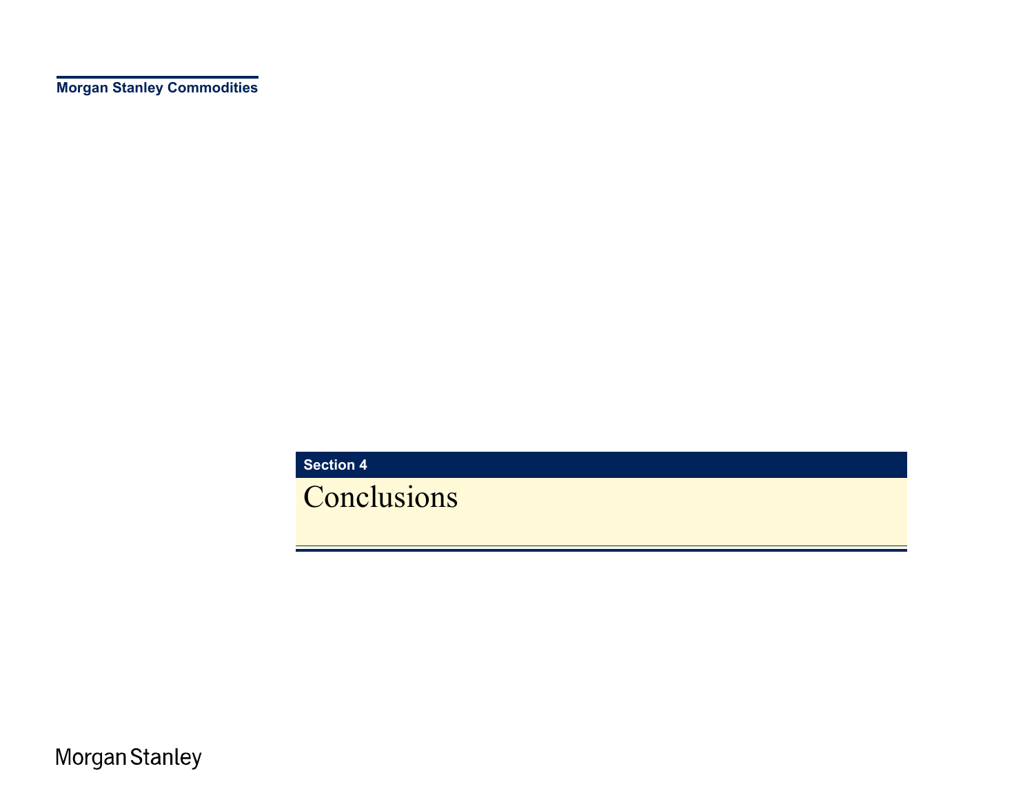Section 4

# Conclusions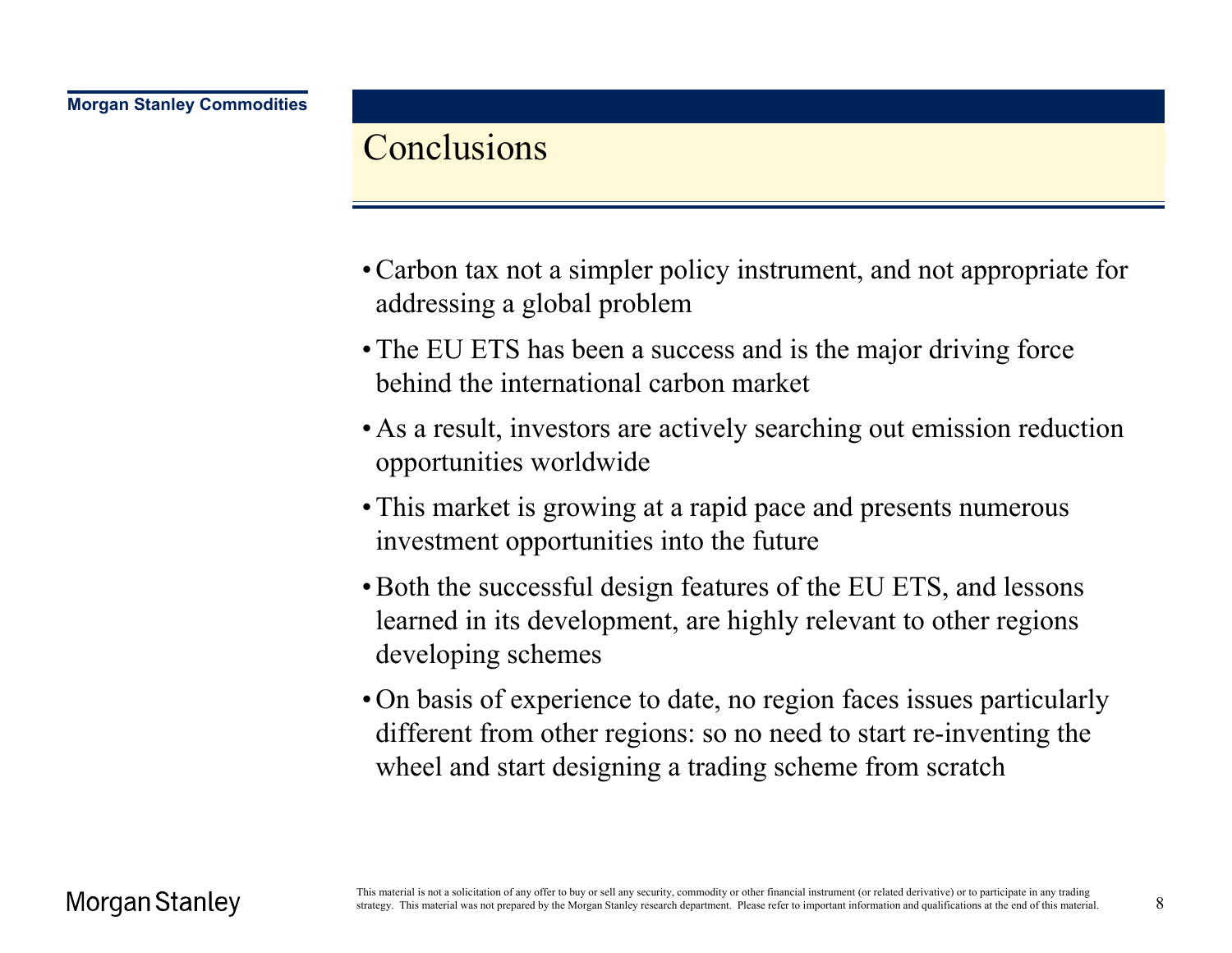# Conclusions

- Carbon tax not a simpler policy instrument, and not appropriate for addressing a global problem
- The EU ETS has been a success and is the major driving force behind the international carbon market
- As a result, investors are actively searching out emission reduction opportunities worldwide
- This market is growing at a rapid pace and presents numerous investment opportunities into the future
- Both the successful design features of the EU ETS, and lessons learned in its development, are highly relevant to other regions developing schemes
- On basis of experience to date, no region faces issues particularly different from other regions: so no need to start re-inventing the wheel and start designing a trading scheme from scratch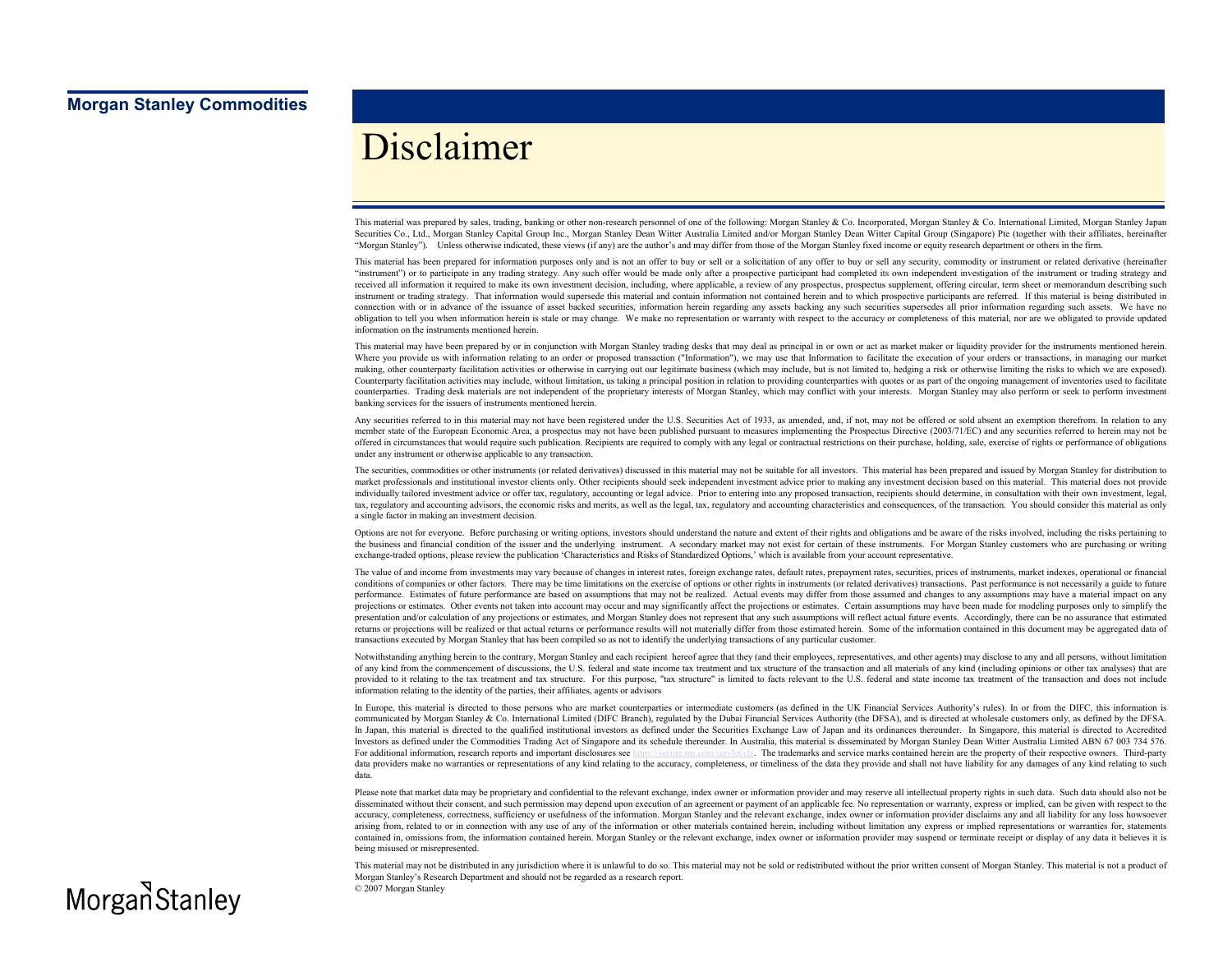# Disclaimer

This material was prepared by sales, trading, banking or other non-research personnel of one of the following: Morgan Stanley & Co. Incorporated, Morgan Stanley & Co. International Limited, Morgan Stanley Japan Securities Co., Ltd., Morgan Stanley Capital Group Inc., Morgan Stanley Dean Witter Australia Limited and/or Morgan Stanley Dean Witter Capital Group (Singapore) Pte (together with their affiliates, hereinafter "Morgan Stanley"). Unless otherwise indicated, these views (if any) are the author's and may differ from those of the Morgan Stanley fixed income or equity research department or others in the firm.

This material has been prepared for information purposes only and is not an offer to buy or sell or a solicitation of any offer to buy or sell any security, commodity or instrument or related derivative (hereinafter "instrument") or to participate in any trading strategy. Any such offer would be made only after a prospective participant had completed its own independent investigation of the instrument or trading strategy and received all information it required to make its own investment decision, including, where applicable, a review of any prospectus, prospectus supplement, offering circular, term sheet or memorandum describing such instrument or trading strategy. That information would supersede this material and contain information not contained herein and to which prospective participants are referred. If this material is being distributed in connection with or in advance of the issuance of asset backed securities, information herein regarding any assets backing any such securities supersedes all prior information regarding such assets. We have no obligation to tell you when information herein is stale or may change. We make no representation or warranty with respect to the accuracy or completeness of this material, nor are we obligated to provide updated information on the instruments mentioned herein.

This material may have been prepared by or in conjunction with Morgan Stanley trading desks that may deal as principal in or own or act as market maker or liquidity provider for the instruments mentioned herein. Where you provide us with information relating to an order or proposed transaction ("Information"), we may use that Information to facilitate the execution of your orders or transactions, in managing our market making, other counterparty facilitation activities or otherwise in carrying out our legitimate business (which may include, but is not limited to, hedging a risk or otherwise limiting the risks to which we are exposed). Counterparty facilitation activities may include, without limitation, us taking a principal position in relation to providing counterparties with quotes or as part of the ongoing management of inventories used to facilitate counterparties. Trading desk materials are not independent of the proprietary interests of Morgan Stanley, which may conflict with your interests. Morgan Stanley may also perform or seek to perform investment banking services for the issuers of instruments mentioned herein.

Any securities referred to in this material may not have been registered under the U.S. Securities Act of 1933, as amended, and, if not, may not be offered or sold absent an exemption therefrom. In relation to any member state of the European Economic Area, a prospectus may not have been published pursuant to measures implementing the Prospectus Directive (2003/71/EC) and any securities referred to herein may not be offered in circumstances that would require such publication. Recipients are required to comply with any legal or contractual restrictions on their purchase, holding, sale, exercise of rights or performance of obligations under any instrument or otherwise applicable to any transaction.

The securities, commodities or other instruments (or related derivatives) discussed in this material may not be suitable for all investors. This material has been prepared and issued by Morgan Stanley for distribution to market professionals and institutional investor clients only. Other recipients should seek independent investment advice prior to making any investment decision based on this material. This material does not provide individually tailored investment advice or offer tax, regulatory, accounting or legal advice. Prior to entering into any proposed transaction, recipients should determine, in consultation with their own investment, legal, tax, regulatory and accounting advisors, the economic risks and merits, as well as the legal, tax, regulatory and accounting characteristics and consequences, of the transaction. You should consider this material as only a single factor in making an investment decision.

Options are not for everyone. Before purchasing or writing options, investors should understand the nature and extent of their rights and obligations and be aware of the risks involved, including the risks pertaining to the business and financial condition of the issuer and the underlying instrument. A secondary market may not exist for certain of these instruments. For Morgan Stanley customers who are purchasing or writing exchange-traded options, please review the publication 'Characteristics and Risks of Standardized Options,' which is available from your account representative.

The value of and income from investments may vary because of changes in interest rates, foreign exchange rates, default rates, prepayment rates, securities, prices of instruments, market indexes, operational or financial conditions of companies or other factors. There may be time limitations on the exercise of options or other rights in instruments (or related derivatives) transactions. Past performance is not necessarily a guide to future performance. Estimates of future performance are based on assumptions that may not be realized. Actual events may differ from those assumed and changes to any assumptions may have a material impact on any projections or estimates. Other events not taken into account may occur and may significantly affect the projections or estimates. Certain assumptions may have been made for modeling purposes only to simplify the presentation and/or calculation of any projections or estimates, and Morgan Stanley does not represent that any such assumptions will reflect actual future events. Accordingly, there can be no assurance that estimated returns or projections will be realized or that actual returns or performance results will not materially differ from those estimated herein. Some of the information contained in this document may be aggregated data of transactions executed by Morgan Stanley that has been compiled so as not to identify the underlying transactions of any particular customer.

Notwithstanding anything herein to the contrary, Morgan Stanley and each recipient hereof agree that they (and their employees, representatives, and other agents) may disclose to any and all persons, without limitation of any kind from the commencement of discussions, the U.S. federal and state income tax treatment and tax structure of the transaction and all materials of any kind (including opinions or other tax analyses) that are provided to it relating to the tax treatment and tax structure. For this purpose, "tax structure" is limited to facts relevant to the U.S. federal and state income tax treatment of the transaction and does not include information relating to the identity of the parties, their affiliates, agents or advisors

In Europe, this material is directed to those persons who are market counterparties or intermediate customers (as defined in the UK Financial Services Authority's rules). In or from the DIFC, this information is communicated by Morgan Stanley & Co. International Limited (DIFC Branch), regulated by the Dubai Financial Services Authority (the DFSA), and is directed at wholesale customers only, as defined by the DFSA. In Japan, this material is directed to the qualified institutional investors as defined under the Securities Exchange Law of Japan and its ordinances thereunder. In Singapore, this material is directed to Accredited Investors as defined under the Commodities Trading Act of Singapore and its schedule thereunder. In Australia, this material is disseminated by Morgan Stanley Dean Witter Australia Limited ABN 67 003 734 576. For additional information, research reports and important disclosures see https://secure.ms.com/servlet/cls. The trademarks and service marks contained herein are the property of their respective owners. Third-party data providers make no warranties or representations of any kind relating to the accuracy, completeness, or timeliness of the data they provide and shall not have liability for any damages of any kind relating to such data.

Please note that market data may be proprietary and confidential to the relevant exchange, index owner or information provider and may reserve all intellectual property rights in such data. Such data should also not be disseminated without their consent, and such permission may depend upon execution of an agreement or payment of an applicable fee. No representation or warranty, express or implied, can be given with respect to the accuracy, completeness, correctness, sufficiency or usefulness of the information. Morgan Stanley and the relevant exchange, index owner or information provider disclaims any and all liability for any loss howsoever arising from, related to or in connection with any use of any of the information or other materials contained herein, including without limitation any express or implied representations or warranties for, statements contained in, omissions from, the information contained herein. Morgan Stanley or the relevant exchange, index owner or information provider may suspend or terminate receipt or display of any data it believes it is being misused or misrepresented.

This material may not be distributed in any jurisdiction where it is unlawful to do so. This material may not be sold or redistributed without the prior written consent of Morgan Stanley. This material is not a product of Morgan Stanley's Research Department and should not be regarded as a research report.

© 2007 Morgan Stanley